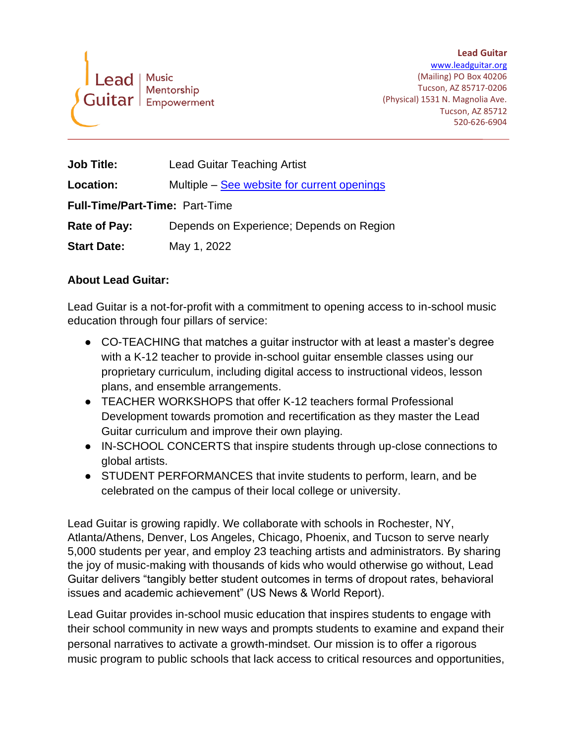Lead Guitar | Music Mentorship Empowerment

**Lead Guitar**
www.leadguitar.org
(Mailing) PO Box 40206
Tucson, AZ 85717-0206
(Physical) 1531 N. Magnolia Ave.
Tucson, AZ 85712
520-626-6904

---

**Job Title:** Lead Guitar Teaching Artist

**Location:** Multiple – [See website for current openings]()

**Full-Time/Part-Time:** Part-Time

**Rate of Pay:** Depends on Experience; Depends on Region

**Start Date:** May 1, 2022

## About Lead Guitar:

Lead Guitar is a not-for-profit with a commitment to opening access to in-school music education through four pillars of service:

- CO-TEACHING that matches a guitar instructor with at least a master's degree with a K-12 teacher to provide in-school guitar ensemble classes using our proprietary curriculum, including digital access to instructional videos, lesson plans, and ensemble arrangements.
- TEACHER WORKSHOPS that offer K-12 teachers formal Professional Development towards promotion and recertification as they master the Lead Guitar curriculum and improve their own playing.
- IN-SCHOOL CONCERTS that inspire students through up-close connections to global artists.
- STUDENT PERFORMANCES that invite students to perform, learn, and be celebrated on the campus of their local college or university.

Lead Guitar is growing rapidly. We collaborate with schools in Rochester, NY, Atlanta/Athens, Denver, Los Angeles, Chicago, Phoenix, and Tucson to serve nearly 5,000 students per year, and employ 23 teaching artists and administrators. By sharing the joy of music-making with thousands of kids who would otherwise go without, Lead Guitar delivers "tangibly better student outcomes in terms of dropout rates, behavioral issues and academic achievement" (US News & World Report).

Lead Guitar provides in-school music education that inspires students to engage with their school community in new ways and prompts students to examine and expand their personal narratives to activate a growth-mindset. Our mission is to offer a rigorous music program to public schools that lack access to critical resources and opportunities,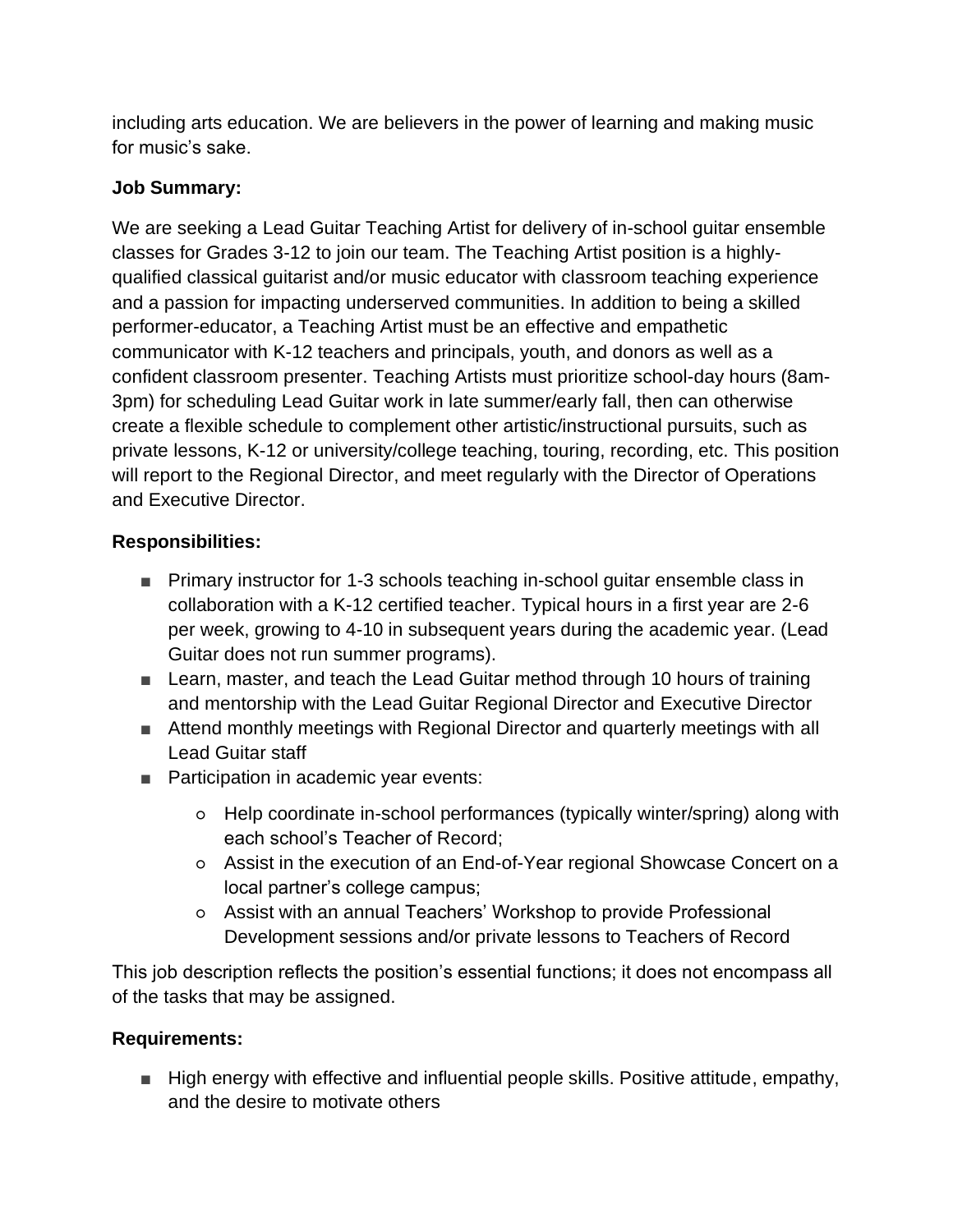including arts education. We are believers in the power of learning and making music for music's sake.

**Job Summary:**

We are seeking a Lead Guitar Teaching Artist for delivery of in-school guitar ensemble classes for Grades 3-12 to join our team. The Teaching Artist position is a highly-qualified classical guitarist and/or music educator with classroom teaching experience and a passion for impacting underserved communities. In addition to being a skilled performer-educator, a Teaching Artist must be an effective and empathetic communicator with K-12 teachers and principals, youth, and donors as well as a confident classroom presenter. Teaching Artists must prioritize school-day hours (8am-3pm) for scheduling Lead Guitar work in late summer/early fall, then can otherwise create a flexible schedule to complement other artistic/instructional pursuits, such as private lessons, K-12 or university/college teaching, touring, recording, etc. This position will report to the Regional Director, and meet regularly with the Director of Operations and Executive Director.

**Responsibilities:**

- Primary instructor for 1-3 schools teaching in-school guitar ensemble class in collaboration with a K-12 certified teacher. Typical hours in a first year are 2-6 per week, growing to 4-10 in subsequent years during the academic year. (Lead Guitar does not run summer programs).
- Learn, master, and teach the Lead Guitar method through 10 hours of training and mentorship with the Lead Guitar Regional Director and Executive Director
- Attend monthly meetings with Regional Director and quarterly meetings with all Lead Guitar staff
- Participation in academic year events:
  - Help coordinate in-school performances (typically winter/spring) along with each school's Teacher of Record;
  - Assist in the execution of an End-of-Year regional Showcase Concert on a local partner's college campus;
  - Assist with an annual Teachers' Workshop to provide Professional Development sessions and/or private lessons to Teachers of Record

This job description reflects the position's essential functions; it does not encompass all of the tasks that may be assigned.

**Requirements:**

- High energy with effective and influential people skills. Positive attitude, empathy, and the desire to motivate others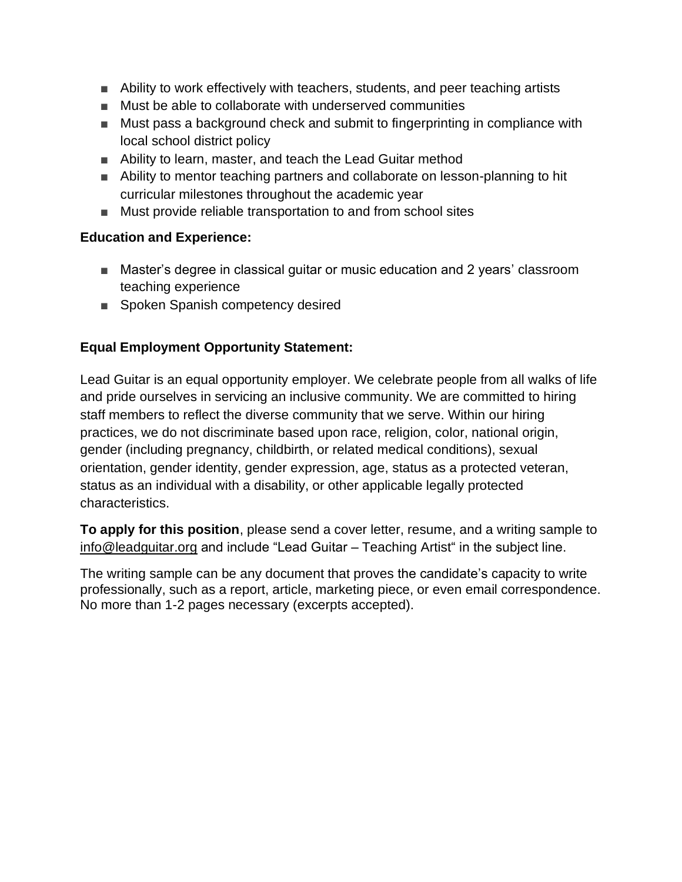- Ability to work effectively with teachers, students, and peer teaching artists
- Must be able to collaborate with underserved communities
- Must pass a background check and submit to fingerprinting in compliance with local school district policy
- Ability to learn, master, and teach the Lead Guitar method
- Ability to mentor teaching partners and collaborate on lesson-planning to hit curricular milestones throughout the academic year
- Must provide reliable transportation to and from school sites

**Education and Experience:**

- Master's degree in classical guitar or music education and 2 years' classroom teaching experience
- Spoken Spanish competency desired

**Equal Employment Opportunity Statement:**

Lead Guitar is an equal opportunity employer. We celebrate people from all walks of life and pride ourselves in servicing an inclusive community. We are committed to hiring staff members to reflect the diverse community that we serve. Within our hiring practices, we do not discriminate based upon race, religion, color, national origin, gender (including pregnancy, childbirth, or related medical conditions), sexual orientation, gender identity, gender expression, age, status as a protected veteran, status as an individual with a disability, or other applicable legally protected characteristics.

**To apply for this position**, please send a cover letter, resume, and a writing sample to info@leadguitar.org and include "Lead Guitar – Teaching Artist" in the subject line.

The writing sample can be any document that proves the candidate's capacity to write professionally, such as a report, article, marketing piece, or even email correspondence. No more than 1-2 pages necessary (excerpts accepted).